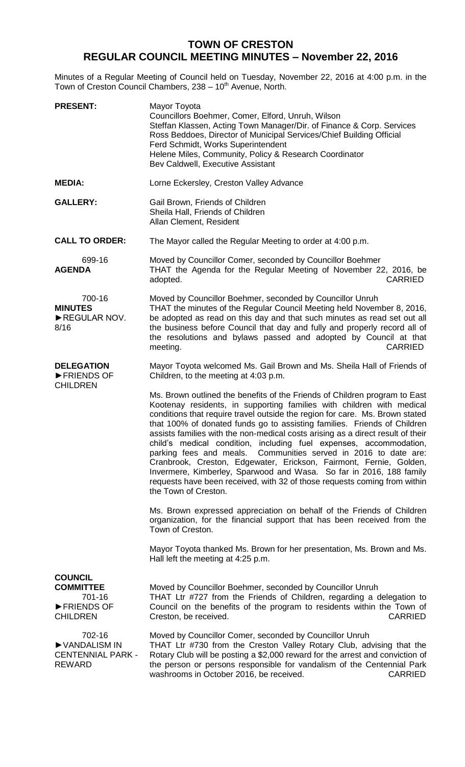# TOWN OF CRESTON
## REGULAR COUNCIL MEETING MINUTES – November 22, 2016

Minutes of a Regular Meeting of Council held on Tuesday, November 22, 2016 at 4:00 p.m. in the Town of Creston Council Chambers, 238 – 10th Avenue, North.

**PRESENT:** Mayor Toyota
Councillors Boehmer, Comer, Elford, Unruh, Wilson
Steffan Klassen, Acting Town Manager/Dir. of Finance & Corp. Services
Ross Beddoes, Director of Municipal Services/Chief Building Official
Ferd Schmidt, Works Superintendent
Helene Miles, Community, Policy & Research Coordinator
Bev Caldwell, Executive Assistant

**MEDIA:** Lorne Eckersley, Creston Valley Advance

**GALLERY:** Gail Brown, Friends of Children
Sheila Hall, Friends of Children
Allan Clement, Resident

**CALL TO ORDER:** The Mayor called the Regular Meeting to order at 4:00 p.m.

699-16
**AGENDA**

Moved by Councillor Comer, seconded by Councillor Boehmer
THAT the Agenda for the Regular Meeting of November 22, 2016, be adopted. CARRIED

700-16
**MINUTES**
►REGULAR NOV. 8/16

Moved by Councillor Boehmer, seconded by Councillor Unruh
THAT the minutes of the Regular Council Meeting held November 8, 2016, be adopted as read on this day and that such minutes as read set out all the business before Council that day and fully and properly record all of the resolutions and bylaws passed and adopted by Council at that meeting. CARRIED

**DELEGATION**
►FRIENDS OF CHILDREN

Mayor Toyota welcomed Ms. Gail Brown and Ms. Sheila Hall of Friends of Children, to the meeting at 4:03 p.m.

Ms. Brown outlined the benefits of the Friends of Children program to East Kootenay residents, in supporting families with children with medical conditions that require travel outside the region for care. Ms. Brown stated that 100% of donated funds go to assisting families. Friends of Children assists families with the non-medical costs arising as a direct result of their child's medical condition, including fuel expenses, accommodation, parking fees and meals. Communities served in 2016 to date are: Cranbrook, Creston, Edgewater, Erickson, Fairmont, Fernie, Golden, Invermere, Kimberley, Sparwood and Wasa. So far in 2016, 188 family requests have been received, with 32 of those requests coming from within the Town of Creston.

Ms. Brown expressed appreciation on behalf of the Friends of Children organization, for the financial support that has been received from the Town of Creston.

Mayor Toyota thanked Ms. Brown for her presentation, Ms. Brown and Ms. Hall left the meeting at 4:25 p.m.

**COUNCIL COMMITTEE**
701-16
►FRIENDS OF CHILDREN

Moved by Councillor Boehmer, seconded by Councillor Unruh
THAT Ltr #727 from the Friends of Children, regarding a delegation to Council on the benefits of the program to residents within the Town of Creston, be received. CARRIED

702-16
►VANDALISM IN CENTENNIAL PARK - REWARD

Moved by Councillor Comer, seconded by Councillor Unruh
THAT Ltr #730 from the Creston Valley Rotary Club, advising that the Rotary Club will be posting a $2,000 reward for the arrest and conviction of the person or persons responsible for vandalism of the Centennial Park washrooms in October 2016, be received. CARRIED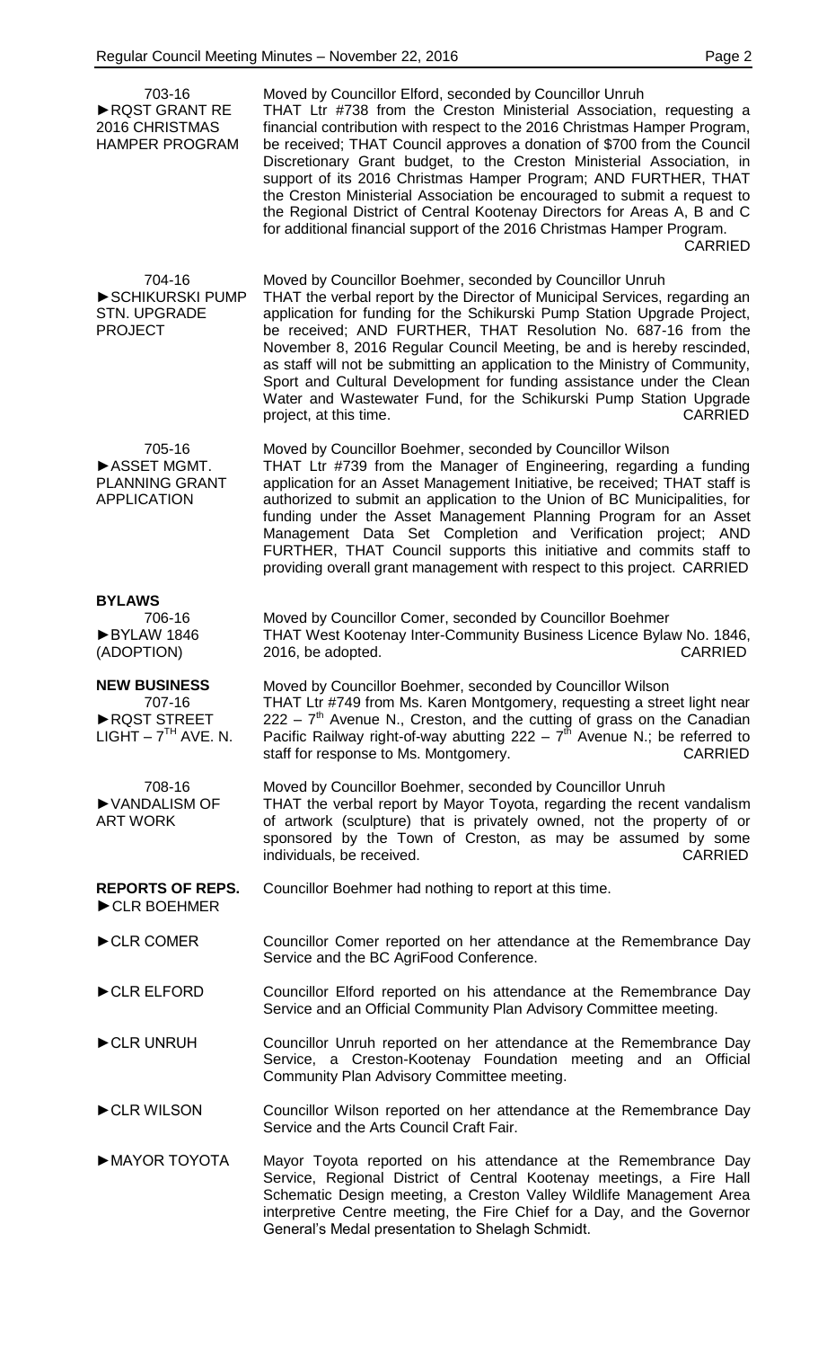**703-16**
**►RQST GRANT RE 2016 CHRISTMAS HAMPER PROGRAM**

Moved by Councillor Elford, seconded by Councillor Unruh
THAT Ltr #738 from the Creston Ministerial Association, requesting a financial contribution with respect to the 2016 Christmas Hamper Program, be received; THAT Council approves a donation of $700 from the Council Discretionary Grant budget, to the Creston Ministerial Association, in support of its 2016 Christmas Hamper Program; AND FURTHER, THAT the Creston Ministerial Association be encouraged to submit a request to the Regional District of Central Kootenay Directors for Areas A, B and C for additional financial support of the 2016 Christmas Hamper Program. CARRIED

**704-16**
**►SCHIKURSKI PUMP STN. UPGRADE PROJECT**

Moved by Councillor Boehmer, seconded by Councillor Unruh
THAT the verbal report by the Director of Municipal Services, regarding an application for funding for the Schikurski Pump Station Upgrade Project, be received; AND FURTHER, THAT Resolution No. 687-16 from the November 8, 2016 Regular Council Meeting, be and is hereby rescinded, as staff will not be submitting an application to the Ministry of Community, Sport and Cultural Development for funding assistance under the Clean Water and Wastewater Fund, for the Schikurski Pump Station Upgrade project, at this time. CARRIED

**705-16**
**►ASSET MGMT. PLANNING GRANT APPLICATION**

Moved by Councillor Boehmer, seconded by Councillor Wilson
THAT Ltr #739 from the Manager of Engineering, regarding a funding application for an Asset Management Initiative, be received; THAT staff is authorized to submit an application to the Union of BC Municipalities, for funding under the Asset Management Planning Program for an Asset Management Data Set Completion and Verification project; AND FURTHER, THAT Council supports this initiative and commits staff to providing overall grant management with respect to this project. CARRIED

## BYLAWS

**706-16**
**►BYLAW 1846 (ADOPTION)**

Moved by Councillor Comer, seconded by Councillor Boehmer
THAT West Kootenay Inter-Community Business Licence Bylaw No. 1846, 2016, be adopted. CARRIED

## NEW BUSINESS

**707-16**
**►RQST STREET LIGHT – 7TH AVE. N.**

Moved by Councillor Boehmer, seconded by Councillor Wilson
THAT Ltr #749 from Ms. Karen Montgomery, requesting a street light near 222 – 7th Avenue N., Creston, and the cutting of grass on the Canadian Pacific Railway right-of-way abutting 222 – 7th Avenue N.; be referred to staff for response to Ms. Montgomery. CARRIED

**708-16**
**►VANDALISM OF ART WORK**

Moved by Councillor Boehmer, seconded by Councillor Unruh
THAT the verbal report by Mayor Toyota, regarding the recent vandalism of artwork (sculpture) that is privately owned, not the property of or sponsored by the Town of Creston, as may be assumed by some individuals, be received. CARRIED

## REPORTS OF REPS.

**►CLR BOEHMER**
Councillor Boehmer had nothing to report at this time.

**►CLR COMER**
Councillor Comer reported on her attendance at the Remembrance Day Service and the BC AgriFood Conference.

**►CLR ELFORD**
Councillor Elford reported on his attendance at the Remembrance Day Service and an Official Community Plan Advisory Committee meeting.

**►CLR UNRUH**
Councillor Unruh reported on her attendance at the Remembrance Day Service, a Creston-Kootenay Foundation meeting and an Official Community Plan Advisory Committee meeting.

**►CLR WILSON**
Councillor Wilson reported on her attendance at the Remembrance Day Service and the Arts Council Craft Fair.

**►MAYOR TOYOTA**
Mayor Toyota reported on his attendance at the Remembrance Day Service, Regional District of Central Kootenay meetings, a Fire Hall Schematic Design meeting, a Creston Valley Wildlife Management Area interpretive Centre meeting, the Fire Chief for a Day, and the Governor General's Medal presentation to Shelagh Schmidt.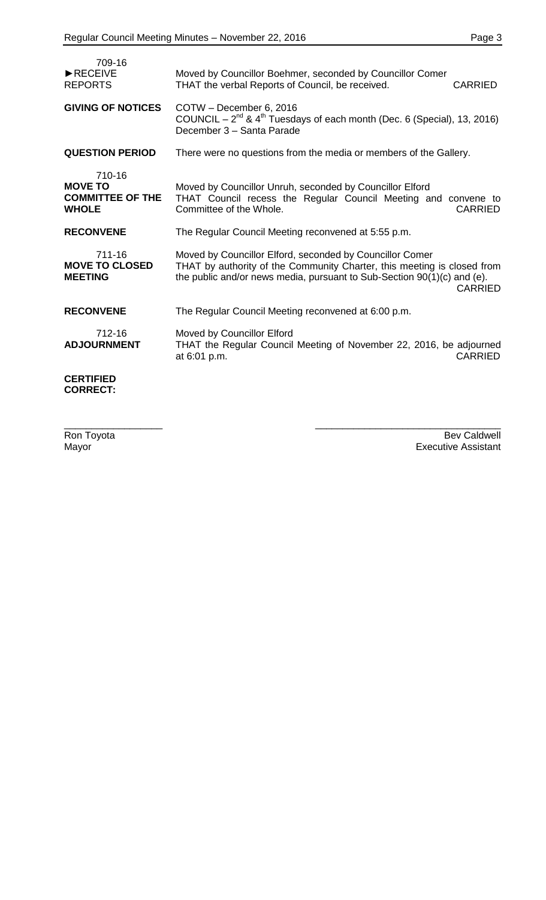| | |
|---|---|
| 709-16<br>►RECEIVE<br>REPORTS | Moved by Councillor Boehmer, seconded by Councillor Comer<br>THAT the verbal Reports of Council, be received. CARRIED |
| **GIVING OF NOTICES** | COTW – December 6, 2016<br>COUNCIL – 2[nd] & 4[th] Tuesdays of each month (Dec. 6 (Special), 13, 2016)<br>December 3 – Santa Parade |
| **QUESTION PERIOD** | There were no questions from the media or members of the Gallery. |
| 710-16<br>**MOVE TO COMMITTEE OF THE WHOLE** | Moved by Councillor Unruh, seconded by Councillor Elford<br>THAT Council recess the Regular Council Meeting and convene to Committee of the Whole. CARRIED |
| **RECONVENE** | The Regular Council Meeting reconvened at 5:55 p.m. |
| 711-16<br>**MOVE TO CLOSED MEETING** | Moved by Councillor Elford, seconded by Councillor Comer<br>THAT by authority of the Community Charter, this meeting is closed from the public and/or news media, pursuant to Sub-Section 90(1)(c) and (e). CARRIED |
| **RECONVENE** | The Regular Council Meeting reconvened at 6:00 p.m. |
| 712-16<br>**ADJOURNMENT** | Moved by Councillor Elford<br>THAT the Regular Council Meeting of November 22, 2016, be adjourned at 6:01 p.m. CARRIED |

**CERTIFIED CORRECT:**

| | |
|---|---|
| \_\_\_\_\_\_\_\_\_\_\_\_\_\_\_\_\_\_ | \_\_\_\_\_\_\_\_\_\_\_\_\_\_\_\_\_\_\_\_\_\_\_\_\_\_\_\_\_\_\_\_\_\_ |
| Ron Toyota<br>Mayor | Bev Caldwell<br>Executive Assistant |